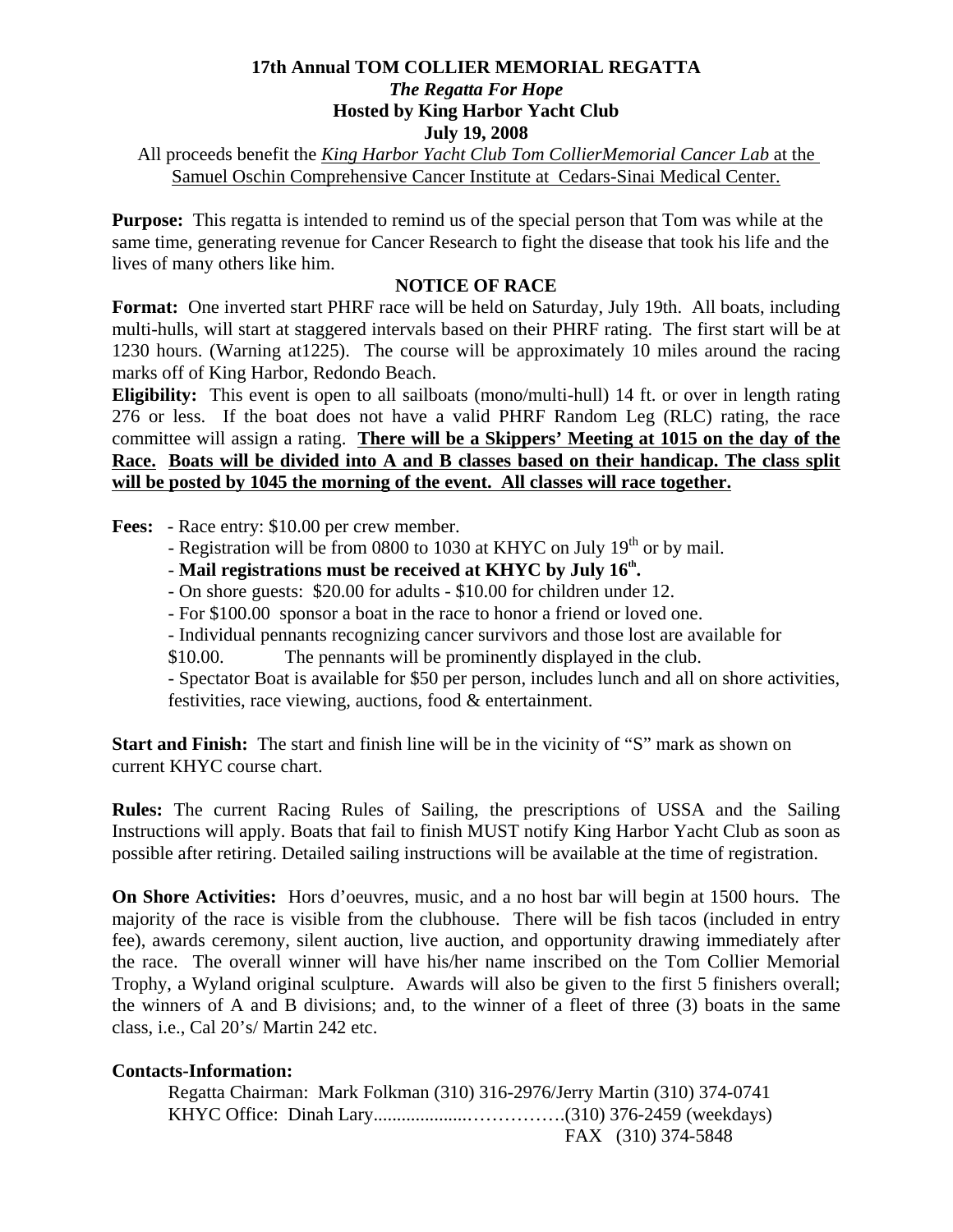# 17th Annual TOM COLLIER MEMORIAL REGATTA

***The Regatta For Hope***

**Hosted by King Harbor Yacht Club**

**July 19, 2008**

All proceeds benefit the *King Harbor Yacht Club Tom CollierMemorial Cancer Lab* at the Samuel Oschin Comprehensive Cancer Institute at Cedars-Sinai Medical Center.

**Purpose:** This regatta is intended to remind us of the special person that Tom was while at the same time, generating revenue for Cancer Research to fight the disease that took his life and the lives of many others like him.

## NOTICE OF RACE

**Format:** One inverted start PHRF race will be held on Saturday, July 19th. All boats, including multi-hulls, will start at staggered intervals based on their PHRF rating. The first start will be at 1230 hours. (Warning at1225). The course will be approximately 10 miles around the racing marks off of King Harbor, Redondo Beach.

**Eligibility:** This event is open to all sailboats (mono/multi-hull) 14 ft. or over in length rating 276 or less. If the boat does not have a valid PHRF Random Leg (RLC) rating, the race committee will assign a rating. **There will be a Skippers' Meeting at 1015 on the day of the Race. Boats will be divided into A and B classes based on their handicap. The class split will be posted by 1045 the morning of the event. All classes will race together.**

**Fees:**
- Race entry: $10.00 per crew member.
- Registration will be from 0800 to 1030 at KHYC on July 19th or by mail.
- **Mail registrations must be received at KHYC by July 16th.**
- On shore guests: $20.00 for adults - $10.00 for children under 12.
- For $100.00 sponsor a boat in the race to honor a friend or loved one.
- Individual pennants recognizing cancer survivors and those lost are available for $10.00. The pennants will be prominently displayed in the club.
- Spectator Boat is available for $50 per person, includes lunch and all on shore activities, festivities, race viewing, auctions, food & entertainment.

**Start and Finish:** The start and finish line will be in the vicinity of "S" mark as shown on current KHYC course chart.

**Rules:** The current Racing Rules of Sailing, the prescriptions of USSA and the Sailing Instructions will apply. Boats that fail to finish MUST notify King Harbor Yacht Club as soon as possible after retiring. Detailed sailing instructions will be available at the time of registration.

**On Shore Activities:** Hors d'oeuvres, music, and a no host bar will begin at 1500 hours. The majority of the race is visible from the clubhouse. There will be fish tacos (included in entry fee), awards ceremony, silent auction, live auction, and opportunity drawing immediately after the race. The overall winner will have his/her name inscribed on the Tom Collier Memorial Trophy, a Wyland original sculpture. Awards will also be given to the first 5 finishers overall; the winners of A and B divisions; and, to the winner of a fleet of three (3) boats in the same class, i.e., Cal 20's/ Martin 242 etc.

**Contacts-Information:**

Regatta Chairman: Mark Folkman (310) 316-2976/Jerry Martin (310) 374-0741

KHYC Office: Dinah Lary....................…………….(310) 376-2459 (weekdays)

FAX (310) 374-5848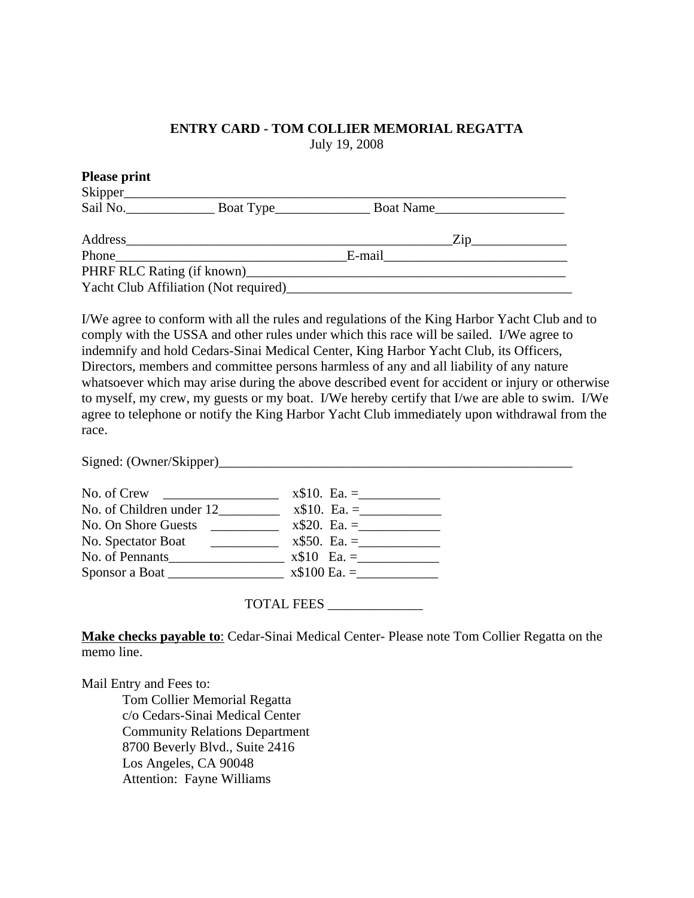**ENTRY CARD - TOM COLLIER MEMORIAL REGATTA**

July 19, 2008

**Please print**

Skipper_____________________________________________________________________

Sail No.______________ Boat Type______________ Boat Name___________________

Address__________________________________________________Zip______________

Phone___________________________________E-mail___________________________

PHRF RLC Rating (if known)_________________________________________________

Yacht Club Affiliation (Not required)_________________________________________

I/We agree to conform with all the rules and regulations of the King Harbor Yacht Club and to comply with the USSA and other rules under which this race will be sailed. I/We agree to indemnify and hold Cedars-Sinai Medical Center, King Harbor Yacht Club, its Officers, Directors, members and committee persons harmless of any and all liability of any nature whatsoever which may arise during the above described event for accident or injury or otherwise to myself, my crew, my guests or my boat. I/We hereby certify that I/we are able to swim. I/We agree to telephone or notify the King Harbor Yacht Club immediately upon withdrawal from the race.

Signed: (Owner/Skipper)______________________________________________________

| | | |
|---|---|---|
| No. of Crew | _________________ | x$10. Ea. =____________ |
| No. of Children under 12 | _________ | x$10. Ea. =____________ |
| No. On Shore Guests | __________ | x$20. Ea. =____________ |
| No. Spectator Boat | __________ | x$50. Ea. =____________ |
| No. of Pennants | _________________ | x$10 Ea. =____________ |
| Sponsor a Boat | _________________ | x$100 Ea. =____________ |

TOTAL FEES ______________

**<u>Make checks payable to</u>**: Cedar-Sinai Medical Center- Please note Tom Collier Regatta on the memo line.

Mail Entry and Fees to:

Tom Collier Memorial Regatta  
c/o Cedars-Sinai Medical Center  
Community Relations Department  
8700 Beverly Blvd., Suite 2416  
Los Angeles, CA 90048  
Attention: Fayne Williams